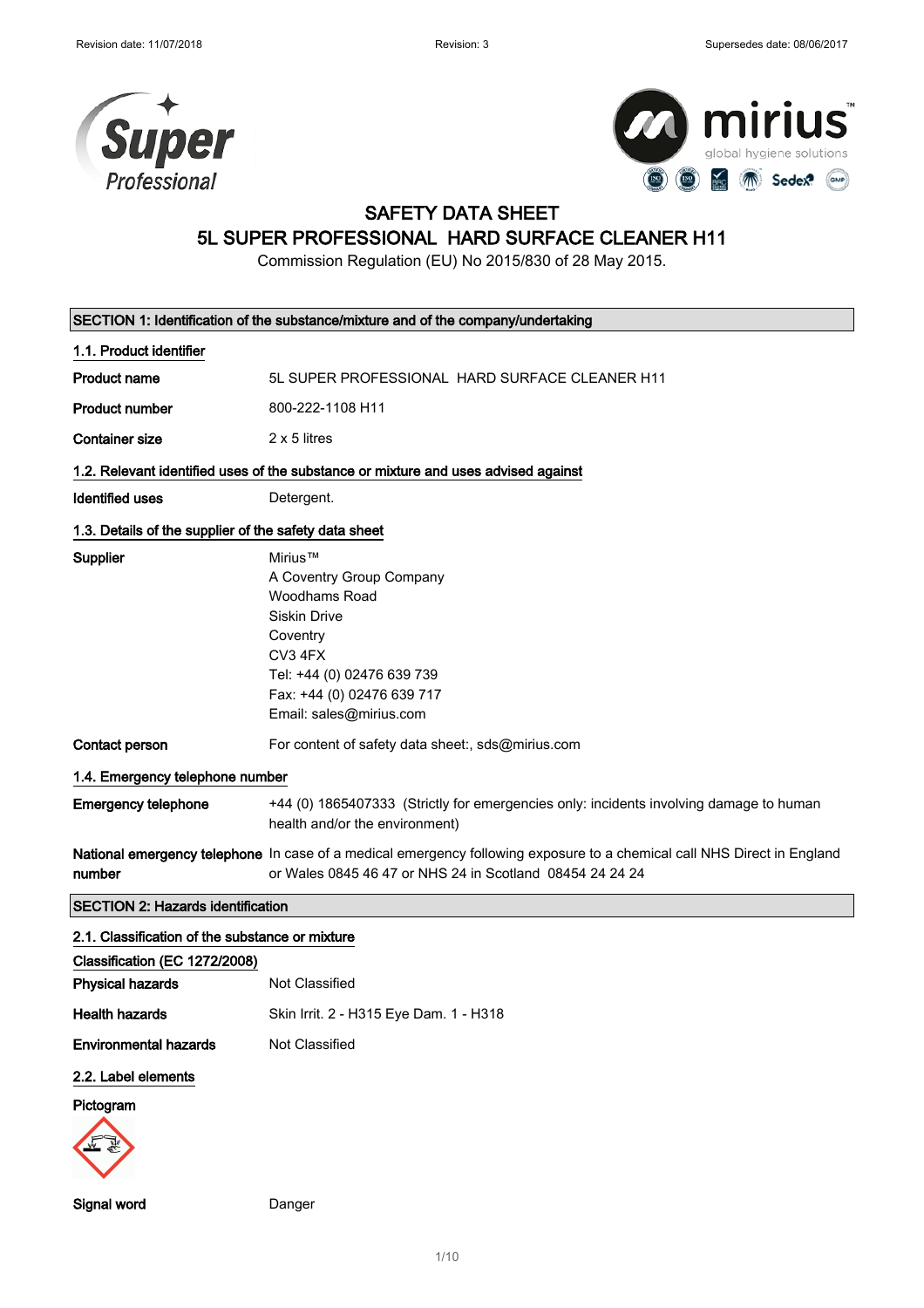Revision date: 11/07/2018 | Revision: 3 | Supersedes date: 08/06/2017

# SAFETY DATA SHEET
# 5L SUPER PROFESSIONAL HARD SURFACE CLEANER H11

Commission Regulation (EU) No 2015/830 of 28 May 2015.

## SECTION 1: Identification of the substance/mixture and of the company/undertaking

### 1.1. Product identifier

**Product name** 5L SUPER PROFESSIONAL HARD SURFACE CLEANER H11

**Product number** 800-222-1108 H11

**Container size** 2 x 5 litres

### 1.2. Relevant identified uses of the substance or mixture and uses advised against

**Identified uses** Detergent.

### 1.3. Details of the supplier of the safety data sheet

**Supplier**
Mirius™
A Coventry Group Company
Woodhams Road
Siskin Drive
Coventry
CV3 4FX
Tel: +44 (0) 02476 639 739
Fax: +44 (0) 02476 639 717
Email: sales@mirius.com

**Contact person** For content of safety data sheet:, sds@mirius.com

### 1.4. Emergency telephone number

**Emergency telephone** +44 (0) 1865407333 (Strictly for emergencies only: incidents involving damage to human health and/or the environment)

**National emergency telephone number** In case of a medical emergency following exposure to a chemical call NHS Direct in England or Wales 0845 46 47 or NHS 24 in Scotland 08454 24 24 24

## SECTION 2: Hazards identification

### 2.1. Classification of the substance or mixture

**Classification (EC 1272/2008)**

**Physical hazards** Not Classified

**Health hazards** Skin Irrit. 2 - H315 Eye Dam. 1 - H318

**Environmental hazards** Not Classified

### 2.2. Label elements

**Pictogram**

**Signal word** Danger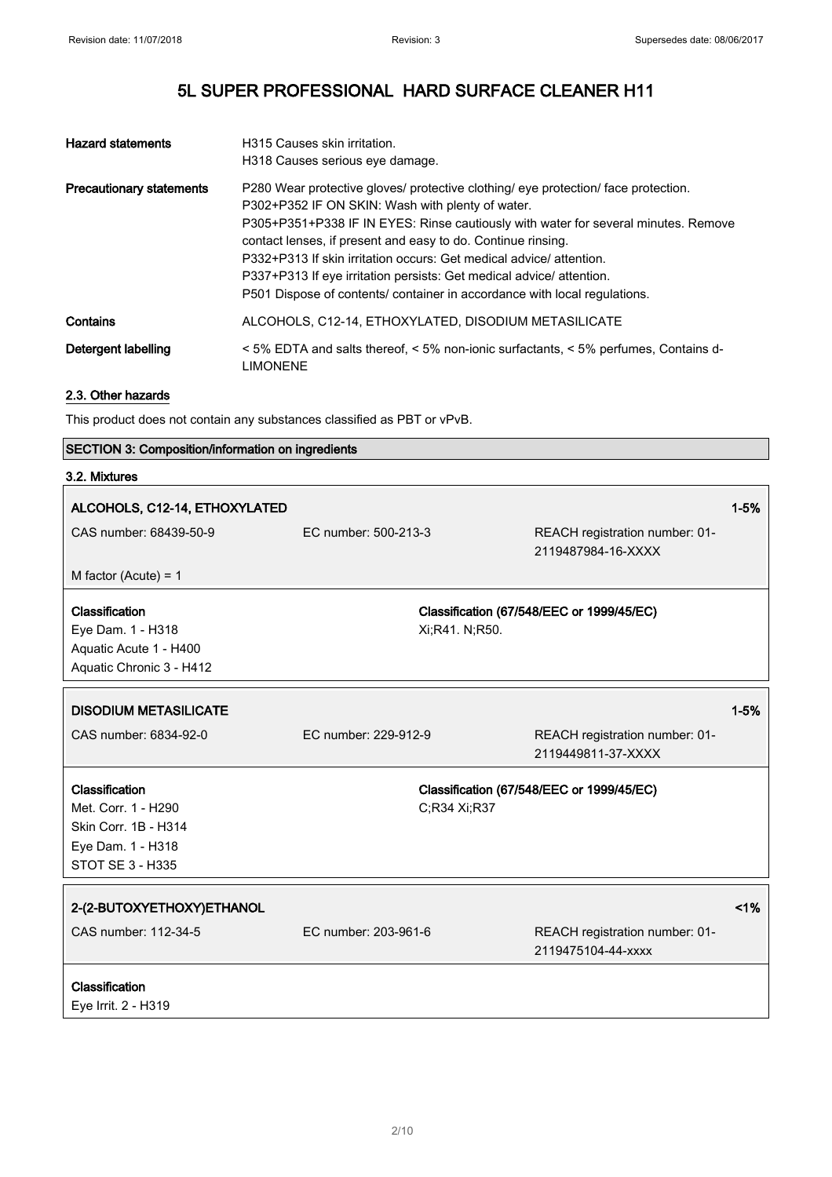# 5L SUPER PROFESSIONAL HARD SURFACE CLEANER H11

| | |
|---|---|
| **Hazard statements** | H315 Causes skin irritation.<br>H318 Causes serious eye damage. |
| **Precautionary statements** | P280 Wear protective gloves/ protective clothing/ eye protection/ face protection.<br>P302+P352 IF ON SKIN: Wash with plenty of water.<br>P305+P351+P338 IF IN EYES: Rinse cautiously with water for several minutes. Remove contact lenses, if present and easy to do. Continue rinsing.<br>P332+P313 If skin irritation occurs: Get medical advice/ attention.<br>P337+P313 If eye irritation persists: Get medical advice/ attention.<br>P501 Dispose of contents/ container in accordance with local regulations. |
| **Contains** | ALCOHOLS, C12-14, ETHOXYLATED, DISODIUM METASILICATE |
| **Detergent labelling** | < 5% EDTA and salts thereof, < 5% non-ionic surfactants, < 5% perfumes, Contains d-LIMONENE |

### 2.3. Other hazards

This product does not contain any substances classified as PBT or vPvB.

## SECTION 3: Composition/information on ingredients

### 3.2. Mixtures

**ALCOHOLS, C12-14, ETHOXYLATED** — 1-5%

| | | |
|---|---|---|
| CAS number: 68439-50-9 | EC number: 500-213-3 | REACH registration number: 01-2119487984-16-XXXX |

M factor (Acute) = 1

| **Classification** | **Classification (67/548/EEC or 1999/45/EC)** |
|---|---|
| Eye Dam. 1 - H318<br>Aquatic Acute 1 - H400<br>Aquatic Chronic 3 - H412 | Xi;R41. N;R50. |

**DISODIUM METASILICATE** — 1-5%

| | | |
|---|---|---|
| CAS number: 6834-92-0 | EC number: 229-912-9 | REACH registration number: 01-2119449811-37-XXXX |

| **Classification** | **Classification (67/548/EEC or 1999/45/EC)** |
|---|---|
| Met. Corr. 1 - H290<br>Skin Corr. 1B - H314<br>Eye Dam. 1 - H318<br>STOT SE 3 - H335 | C;R34 Xi;R37 |

**2-(2-BUTOXYETHOXY)ETHANOL** — <1%

| | | |
|---|---|---|
| CAS number: 112-34-5 | EC number: 203-961-6 | REACH registration number: 01-2119475104-44-xxxx |

**Classification**
Eye Irrit. 2 - H319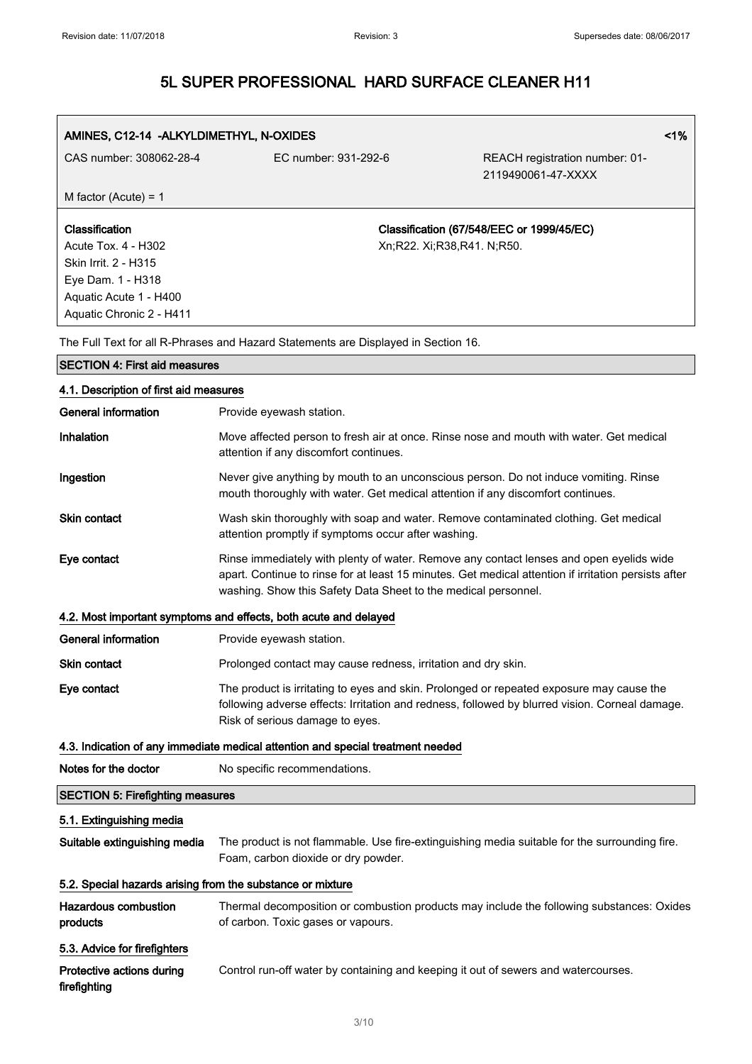# 5L SUPER PROFESSIONAL HARD SURFACE CLEANER H11

| **AMINES, C12-14 -ALKYLDIMETHYL, N-OXIDES** | | **<1%** |
|---|---|---|
| CAS number: 308062-28-4 | EC number: 931-292-6 | REACH registration number: 01-2119490061-47-XXXX |
| M factor (Acute) = 1 | | |
| **Classification**<br>Acute Tox. 4 - H302<br>Skin Irrit. 2 - H315<br>Eye Dam. 1 - H318<br>Aquatic Acute 1 - H400<br>Aquatic Chronic 2 - H411 | | **Classification (67/548/EEC or 1999/45/EC)**<br>Xn;R22. Xi;R38,R41. N;R50. |

The Full Text for all R-Phrases and Hazard Statements are Displayed in Section 16.

## SECTION 4: First aid measures

### 4.1. Description of first aid measures

**General information** Provide eyewash station.

**Inhalation** Move affected person to fresh air at once. Rinse nose and mouth with water. Get medical attention if any discomfort continues.

**Ingestion** Never give anything by mouth to an unconscious person. Do not induce vomiting. Rinse mouth thoroughly with water. Get medical attention if any discomfort continues.

**Skin contact** Wash skin thoroughly with soap and water. Remove contaminated clothing. Get medical attention promptly if symptoms occur after washing.

**Eye contact** Rinse immediately with plenty of water. Remove any contact lenses and open eyelids wide apart. Continue to rinse for at least 15 minutes. Get medical attention if irritation persists after washing. Show this Safety Data Sheet to the medical personnel.

### 4.2. Most important symptoms and effects, both acute and delayed

**General information** Provide eyewash station.

**Skin contact** Prolonged contact may cause redness, irritation and dry skin.

**Eye contact** The product is irritating to eyes and skin. Prolonged or repeated exposure may cause the following adverse effects: Irritation and redness, followed by blurred vision. Corneal damage. Risk of serious damage to eyes.

### 4.3. Indication of any immediate medical attention and special treatment needed

**Notes for the doctor** No specific recommendations.

## SECTION 5: Firefighting measures

### 5.1. Extinguishing media

**Suitable extinguishing media** The product is not flammable. Use fire-extinguishing media suitable for the surrounding fire. Foam, carbon dioxide or dry powder.

### 5.2. Special hazards arising from the substance or mixture

**Hazardous combustion products** Thermal decomposition or combustion products may include the following substances: Oxides of carbon. Toxic gases or vapours.

### 5.3. Advice for firefighters

**Protective actions during firefighting** Control run-off water by containing and keeping it out of sewers and watercourses.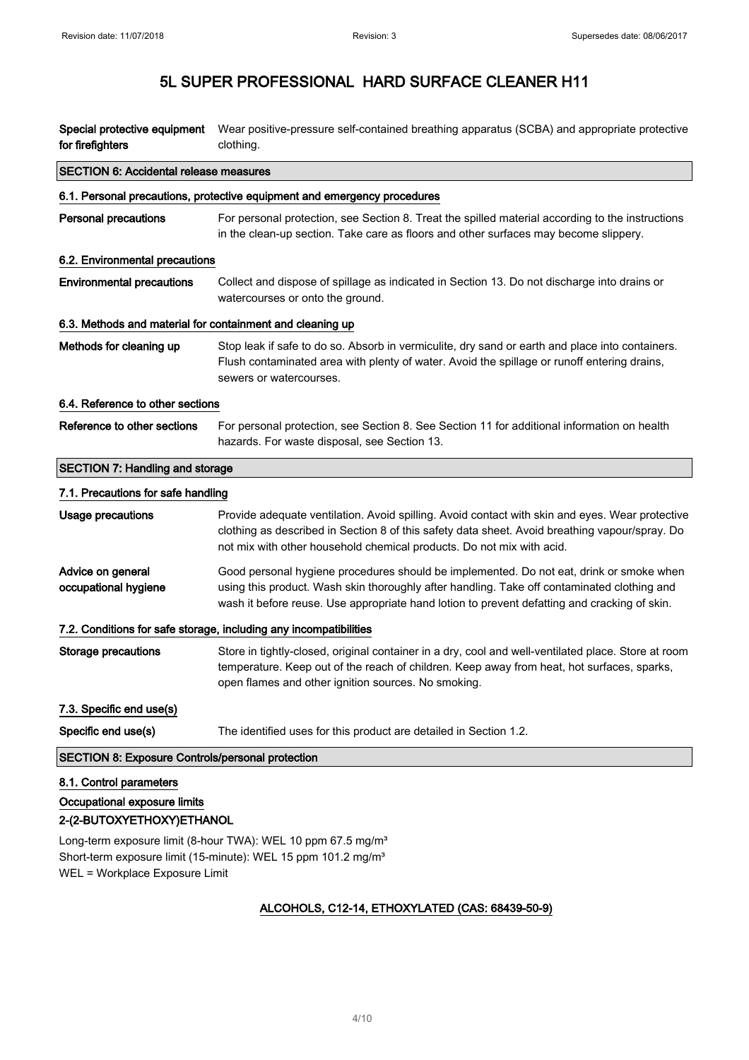| | |
|---|---|
| **Special protective equipment for firefighters** | Wear positive-pressure self-contained breathing apparatus (SCBA) and appropriate protective clothing. |

## SECTION 6: Accidental release measures

### 6.1. Personal precautions, protective equipment and emergency procedures

| | |
|---|---|
| **Personal precautions** | For personal protection, see Section 8. Treat the spilled material according to the instructions in the clean-up section. Take care as floors and other surfaces may become slippery. |

### 6.2. Environmental precautions

| | |
|---|---|
| **Environmental precautions** | Collect and dispose of spillage as indicated in Section 13. Do not discharge into drains or watercourses or onto the ground. |

### 6.3. Methods and material for containment and cleaning up

| | |
|---|---|
| **Methods for cleaning up** | Stop leak if safe to do so. Absorb in vermiculite, dry sand or earth and place into containers. Flush contaminated area with plenty of water. Avoid the spillage or runoff entering drains, sewers or watercourses. |

### 6.4. Reference to other sections

| | |
|---|---|
| **Reference to other sections** | For personal protection, see Section 8. See Section 11 for additional information on health hazards. For waste disposal, see Section 13. |

## SECTION 7: Handling and storage

### 7.1. Precautions for safe handling

| | |
|---|---|
| **Usage precautions** | Provide adequate ventilation. Avoid spilling. Avoid contact with skin and eyes. Wear protective clothing as described in Section 8 of this safety data sheet. Avoid breathing vapour/spray. Do not mix with other household chemical products. Do not mix with acid. |
| **Advice on general occupational hygiene** | Good personal hygiene procedures should be implemented. Do not eat, drink or smoke when using this product. Wash skin thoroughly after handling. Take off contaminated clothing and wash it before reuse. Use appropriate hand lotion to prevent defatting and cracking of skin. |

### 7.2. Conditions for safe storage, including any incompatibilities

| | |
|---|---|
| **Storage precautions** | Store in tightly-closed, original container in a dry, cool and well-ventilated place. Store at room temperature. Keep out of the reach of children. Keep away from heat, hot surfaces, sparks, open flames and other ignition sources. No smoking. |

### 7.3. Specific end use(s)

| | |
|---|---|
| **Specific end use(s)** | The identified uses for this product are detailed in Section 1.2. |

## SECTION 8: Exposure Controls/personal protection

### 8.1. Control parameters

**Occupational exposure limits**

**2-(2-BUTOXYETHOXY)ETHANOL**

Long-term exposure limit (8-hour TWA): WEL 10 ppm 67.5 mg/m³
Short-term exposure limit (15-minute): WEL 15 ppm 101.2 mg/m³
WEL = Workplace Exposure Limit

**ALCOHOLS, C12-14, ETHOXYLATED (CAS: 68439-50-9)**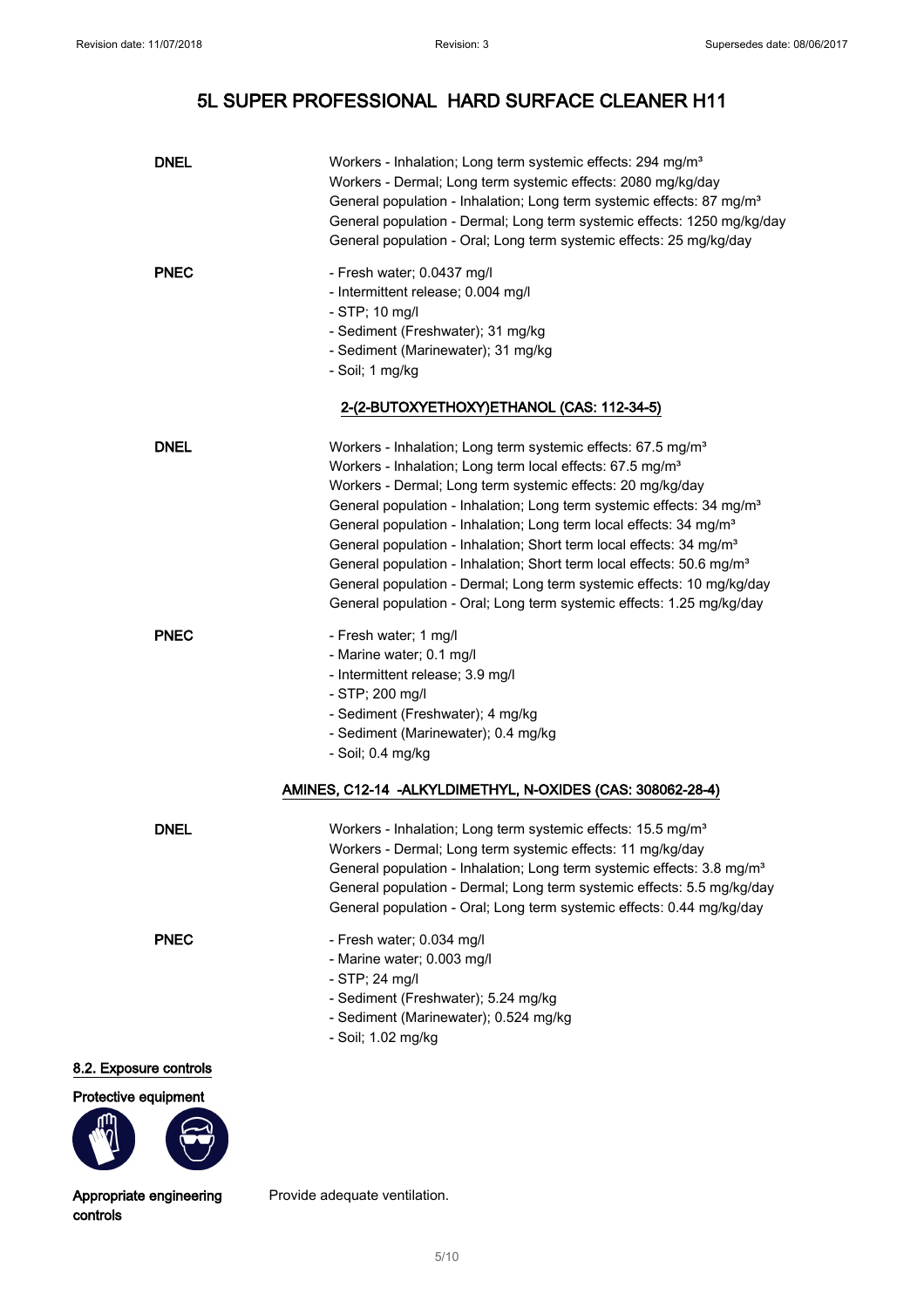**DNEL**

Workers - Inhalation; Long term systemic effects: 294 mg/m³
Workers - Dermal; Long term systemic effects: 2080 mg/kg/day
General population - Inhalation; Long term systemic effects: 87 mg/m³
General population - Dermal; Long term systemic effects: 1250 mg/kg/day
General population - Oral; Long term systemic effects: 25 mg/kg/day

**PNEC**

- Fresh water; 0.0437 mg/l
- Intermittent release; 0.004 mg/l
- STP; 10 mg/l
- Sediment (Freshwater); 31 mg/kg
- Sediment (Marinewater); 31 mg/kg
- Soil; 1 mg/kg

**2-(2-BUTOXYETHOXY)ETHANOL (CAS: 112-34-5)**

**DNEL**

Workers - Inhalation; Long term systemic effects: 67.5 mg/m³
Workers - Inhalation; Long term local effects: 67.5 mg/m³
Workers - Dermal; Long term systemic effects: 20 mg/kg/day
General population - Inhalation; Long term systemic effects: 34 mg/m³
General population - Inhalation; Long term local effects: 34 mg/m³
General population - Inhalation; Short term local effects: 34 mg/m³
General population - Inhalation; Short term local effects: 50.6 mg/m³
General population - Dermal; Long term systemic effects: 10 mg/kg/day
General population - Oral; Long term systemic effects: 1.25 mg/kg/day

**PNEC**

- Fresh water; 1 mg/l
- Marine water; 0.1 mg/l
- Intermittent release; 3.9 mg/l
- STP; 200 mg/l
- Sediment (Freshwater); 4 mg/kg
- Sediment (Marinewater); 0.4 mg/kg
- Soil; 0.4 mg/kg

**AMINES, C12-14 -ALKYLDIMETHYL, N-OXIDES (CAS: 308062-28-4)**

**DNEL**

Workers - Inhalation; Long term systemic effects: 15.5 mg/m³
Workers - Dermal; Long term systemic effects: 11 mg/kg/day
General population - Inhalation; Long term systemic effects: 3.8 mg/m³
General population - Dermal; Long term systemic effects: 5.5 mg/kg/day
General population - Oral; Long term systemic effects: 0.44 mg/kg/day

**PNEC**

- Fresh water; 0.034 mg/l
- Marine water; 0.003 mg/l
- STP; 24 mg/l
- Sediment (Freshwater); 5.24 mg/kg
- Sediment (Marinewater); 0.524 mg/kg
- Soil; 1.02 mg/kg

### 8.2. Exposure controls

**Protective equipment**

**Appropriate engineering controls** — Provide adequate ventilation.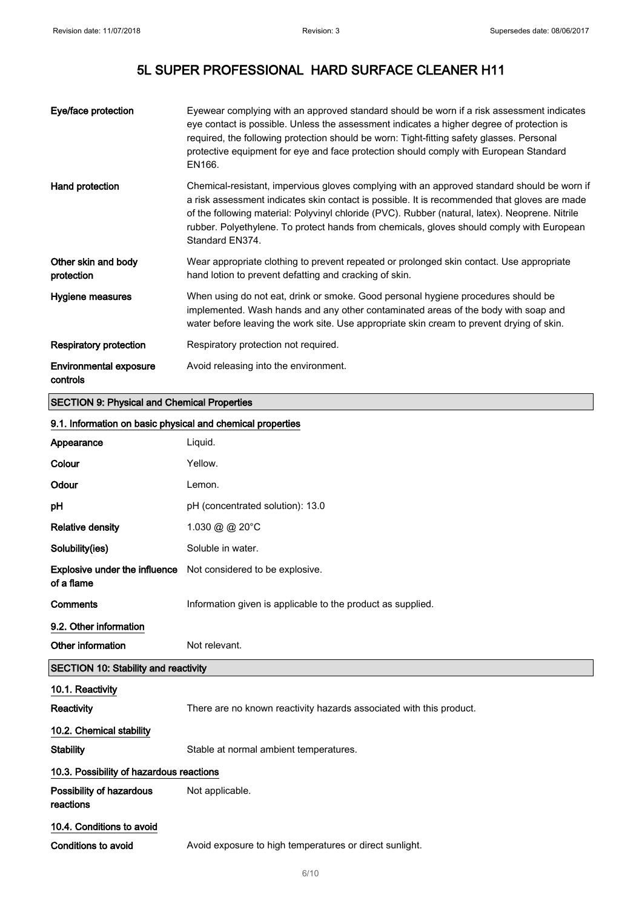| | |
|---|---|
| **Eye/face protection** | Eyewear complying with an approved standard should be worn if a risk assessment indicates eye contact is possible. Unless the assessment indicates a higher degree of protection is required, the following protection should be worn: Tight-fitting safety glasses. Personal protective equipment for eye and face protection should comply with European Standard EN166. |
| **Hand protection** | Chemical-resistant, impervious gloves complying with an approved standard should be worn if a risk assessment indicates skin contact is possible. It is recommended that gloves are made of the following material: Polyvinyl chloride (PVC). Rubber (natural, latex). Neoprene. Nitrile rubber. Polyethylene. To protect hands from chemicals, gloves should comply with European Standard EN374. |
| **Other skin and body protection** | Wear appropriate clothing to prevent repeated or prolonged skin contact. Use appropriate hand lotion to prevent defatting and cracking of skin. |
| **Hygiene measures** | When using do not eat, drink or smoke. Good personal hygiene procedures should be implemented. Wash hands and any other contaminated areas of the body with soap and water before leaving the work site. Use appropriate skin cream to prevent drying of skin. |
| **Respiratory protection** | Respiratory protection not required. |
| **Environmental exposure controls** | Avoid releasing into the environment. |

## SECTION 9: Physical and Chemical Properties

### 9.1. Information on basic physical and chemical properties

| | |
|---|---|
| **Appearance** | Liquid. |
| **Colour** | Yellow. |
| **Odour** | Lemon. |
| **pH** | pH (concentrated solution): 13.0 |
| **Relative density** | 1.030 @ @ 20°C |
| **Solubility(ies)** | Soluble in water. |
| **Explosive under the influence of a flame** | Not considered to be explosive. |
| **Comments** | Information given is applicable to the product as supplied. |

### 9.2. Other information

| | |
|---|---|
| **Other information** | Not relevant. |

## SECTION 10: Stability and reactivity

### 10.1. Reactivity

| | |
|---|---|
| **Reactivity** | There are no known reactivity hazards associated with this product. |

### 10.2. Chemical stability

| | |
|---|---|
| **Stability** | Stable at normal ambient temperatures. |

### 10.3. Possibility of hazardous reactions

| | |
|---|---|
| **Possibility of hazardous reactions** | Not applicable. |

### 10.4. Conditions to avoid

| | |
|---|---|
| **Conditions to avoid** | Avoid exposure to high temperatures or direct sunlight. |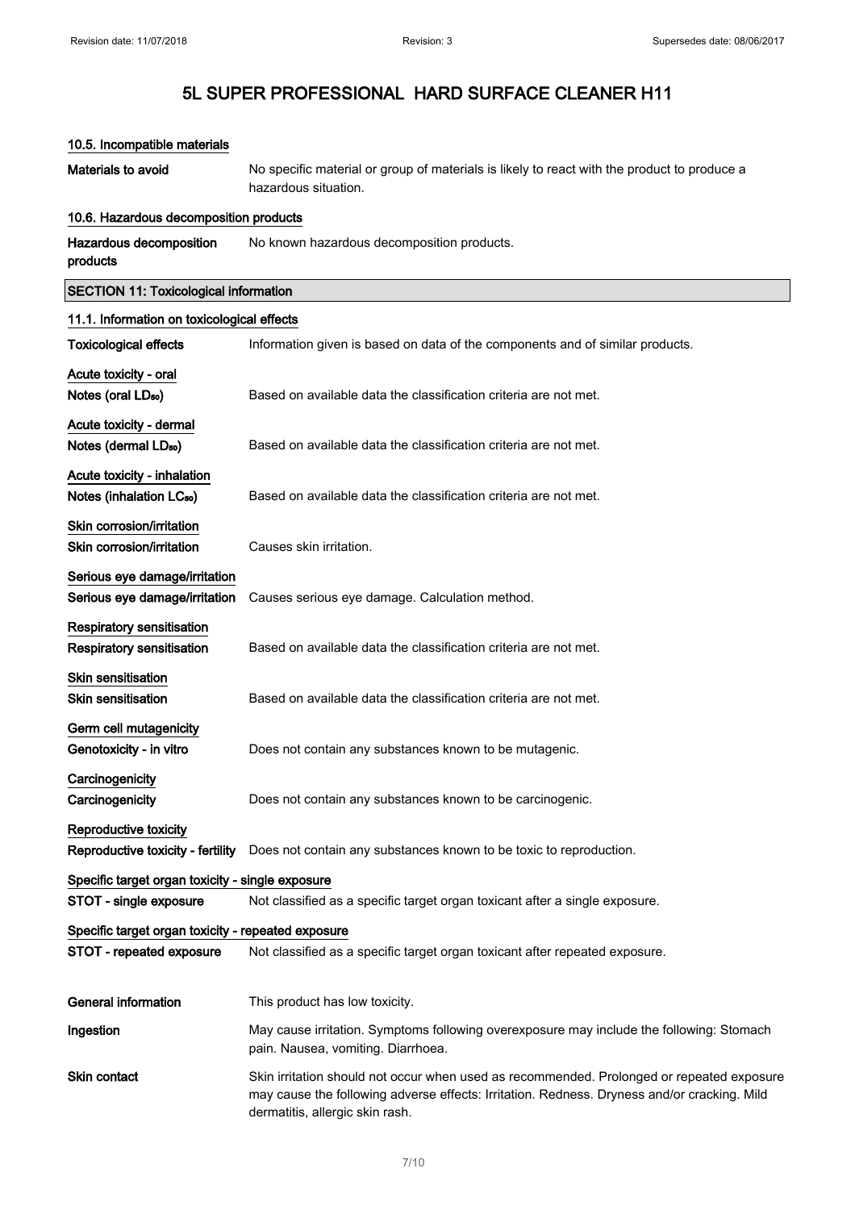# 5L SUPER PROFESSIONAL HARD SURFACE CLEANER H11

### 10.5. Incompatible materials

**Materials to avoid** No specific material or group of materials is likely to react with the product to produce a hazardous situation.

### 10.6. Hazardous decomposition products

**Hazardous decomposition products** No known hazardous decomposition products.

## SECTION 11: Toxicological information

### 11.1. Information on toxicological effects

**Toxicological effects** Information given is based on data of the components and of similar products.

**Acute toxicity - oral**

**Notes (oral $LD_{50}$)** Based on available data the classification criteria are not met.

**Acute toxicity - dermal**

**Notes (dermal $LD_{50}$)** Based on available data the classification criteria are not met.

**Acute toxicity - inhalation**

**Notes (inhalation $LC_{50}$)** Based on available data the classification criteria are not met.

**Skin corrosion/irritation**

**Skin corrosion/irritation** Causes skin irritation.

**Serious eye damage/irritation**

**Serious eye damage/irritation** Causes serious eye damage. Calculation method.

**Respiratory sensitisation**

**Respiratory sensitisation** Based on available data the classification criteria are not met.

**Skin sensitisation**

**Skin sensitisation** Based on available data the classification criteria are not met.

**Germ cell mutagenicity**

**Genotoxicity - in vitro** Does not contain any substances known to be mutagenic.

**Carcinogenicity**

**Carcinogenicity** Does not contain any substances known to be carcinogenic.

**Reproductive toxicity**

**Reproductive toxicity - fertility** Does not contain any substances known to be toxic to reproduction.

**Specific target organ toxicity - single exposure**

**STOT - single exposure** Not classified as a specific target organ toxicant after a single exposure.

**Specific target organ toxicity - repeated exposure**

**STOT - repeated exposure** Not classified as a specific target organ toxicant after repeated exposure.

**General information** This product has low toxicity.

**Ingestion** May cause irritation. Symptoms following overexposure may include the following: Stomach pain. Nausea, vomiting. Diarrhoea.

**Skin contact** Skin irritation should not occur when used as recommended. Prolonged or repeated exposure may cause the following adverse effects: Irritation. Redness. Dryness and/or cracking. Mild dermatitis, allergic skin rash.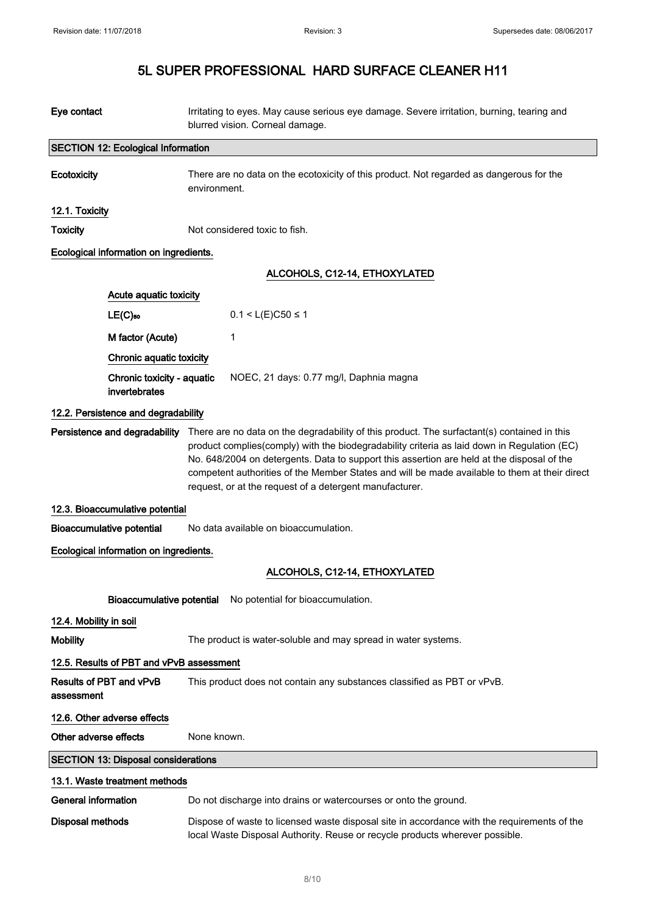# 5L SUPER PROFESSIONAL HARD SURFACE CLEANER H11

**Eye contact** Irritating to eyes. May cause serious eye damage. Severe irritation, burning, tearing and blurred vision. Corneal damage.

## SECTION 12: Ecological Information

**Ecotoxicity** There are no data on the ecotoxicity of this product. Not regarded as dangerous for the environment.

### 12.1. Toxicity

**Toxicity** Not considered toxic to fish.

**Ecological information on ingredients.**

**ALCOHOLS, C12-14, ETHOXYLATED**

**Acute aquatic toxicity**

| | |
|---|---|
| $LE(C)_{50}$ | $0.1 < L(E)C50 \leq 1$ |
| M factor (Acute) | 1 |

**Chronic aquatic toxicity**

| | |
|---|---|
| Chronic toxicity - aquatic invertebrates | NOEC, 21 days: 0.77 mg/l, Daphnia magna |

### 12.2. Persistence and degradability

**Persistence and degradability** There are no data on the degradability of this product. The surfactant(s) contained in this product complies(comply) with the biodegradability criteria as laid down in Regulation (EC) No. 648/2004 on detergents. Data to support this assertion are held at the disposal of the competent authorities of the Member States and will be made available to them at their direct request, or at the request of a detergent manufacturer.

### 12.3. Bioaccumulative potential

**Bioaccumulative potential** No data available on bioaccumulation.

**Ecological information on ingredients.**

**ALCOHOLS, C12-14, ETHOXYLATED**

**Bioaccumulative potential** No potential for bioaccumulation.

### 12.4. Mobility in soil

**Mobility** The product is water-soluble and may spread in water systems.

### 12.5. Results of PBT and vPvB assessment

**Results of PBT and vPvB assessment** This product does not contain any substances classified as PBT or vPvB.

### 12.6. Other adverse effects

**Other adverse effects** None known.

## SECTION 13: Disposal considerations

### 13.1. Waste treatment methods

**General information** Do not discharge into drains or watercourses or onto the ground.

**Disposal methods** Dispose of waste to licensed waste disposal site in accordance with the requirements of the local Waste Disposal Authority. Reuse or recycle products wherever possible.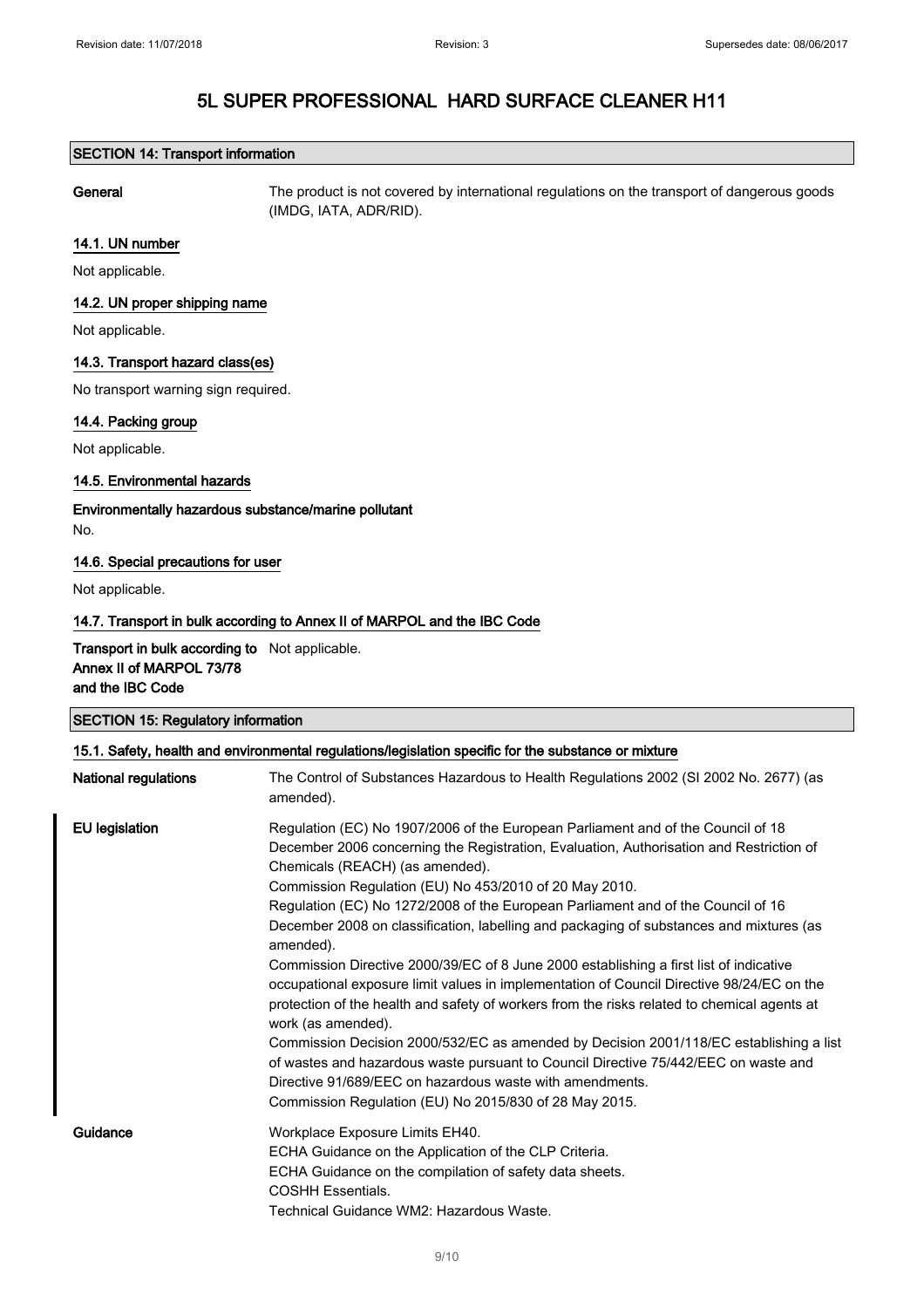# 5L SUPER PROFESSIONAL HARD SURFACE CLEANER H11

## SECTION 14: Transport information

**General** The product is not covered by international regulations on the transport of dangerous goods (IMDG, IATA, ADR/RID).

### 14.1. UN number

Not applicable.

### 14.2. UN proper shipping name

Not applicable.

### 14.3. Transport hazard class(es)

No transport warning sign required.

### 14.4. Packing group

Not applicable.

### 14.5. Environmental hazards

**Environmentally hazardous substance/marine pollutant**

No.

### 14.6. Special precautions for user

Not applicable.

### 14.7. Transport in bulk according to Annex II of MARPOL and the IBC Code

**Transport in bulk according to Annex II of MARPOL 73/78 and the IBC Code** Not applicable.

## SECTION 15: Regulatory information

### 15.1. Safety, health and environmental regulations/legislation specific for the substance or mixture

**National regulations** The Control of Substances Hazardous to Health Regulations 2002 (SI 2002 No. 2677) (as amended).

**EU legislation** Regulation (EC) No 1907/2006 of the European Parliament and of the Council of 18 December 2006 concerning the Registration, Evaluation, Authorisation and Restriction of Chemicals (REACH) (as amended).
Commission Regulation (EU) No 453/2010 of 20 May 2010.
Regulation (EC) No 1272/2008 of the European Parliament and of the Council of 16 December 2008 on classification, labelling and packaging of substances and mixtures (as amended).
Commission Directive 2000/39/EC of 8 June 2000 establishing a first list of indicative occupational exposure limit values in implementation of Council Directive 98/24/EC on the protection of the health and safety of workers from the risks related to chemical agents at work (as amended).
Commission Decision 2000/532/EC as amended by Decision 2001/118/EC establishing a list of wastes and hazardous waste pursuant to Council Directive 75/442/EEC on waste and Directive 91/689/EEC on hazardous waste with amendments.
Commission Regulation (EU) No 2015/830 of 28 May 2015.

**Guidance** Workplace Exposure Limits EH40.
ECHA Guidance on the Application of the CLP Criteria.
ECHA Guidance on the compilation of safety data sheets.
COSHH Essentials.
Technical Guidance WM2: Hazardous Waste.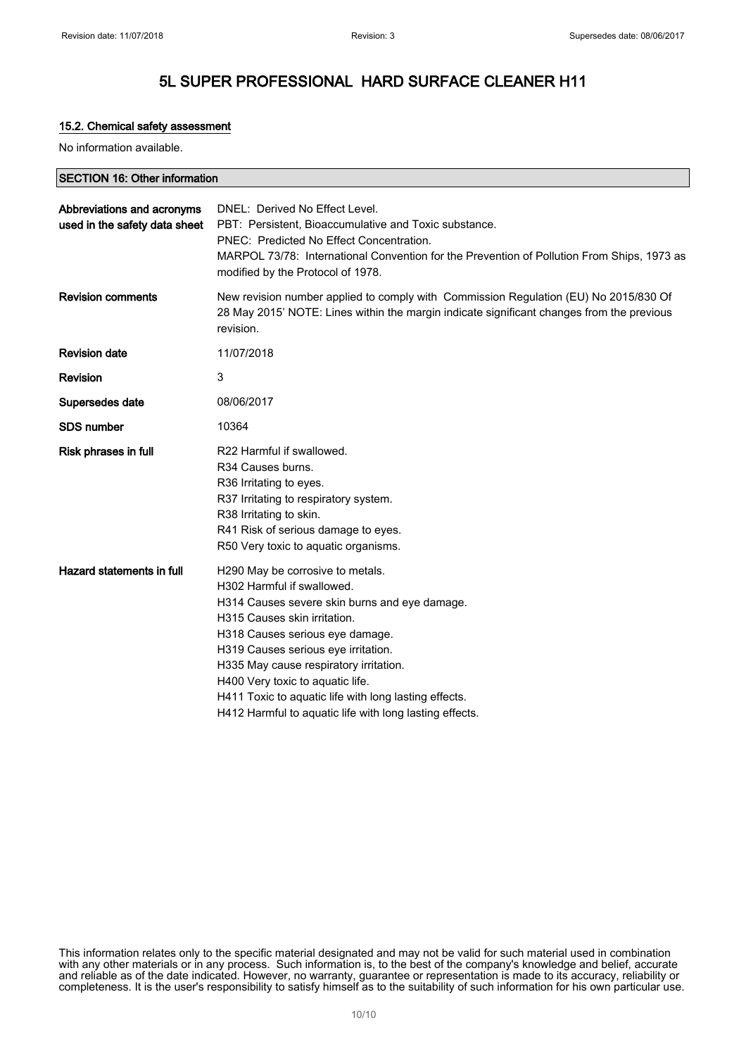# 5L SUPER PROFESSIONAL HARD SURFACE CLEANER H11

### 15.2. Chemical safety assessment

No information available.

## SECTION 16: Other information

| | |
|---|---|
| **Abbreviations and acronyms used in the safety data sheet** | DNEL: Derived No Effect Level.<br>PBT: Persistent, Bioaccumulative and Toxic substance.<br>PNEC: Predicted No Effect Concentration.<br>MARPOL 73/78: International Convention for the Prevention of Pollution From Ships, 1973 as modified by the Protocol of 1978. |
| **Revision comments** | New revision number applied to comply with Commission Regulation (EU) No 2015/830 Of 28 May 2015' NOTE: Lines within the margin indicate significant changes from the previous revision. |
| **Revision date** | 11/07/2018 |
| **Revision** | 3 |
| **Supersedes date** | 08/06/2017 |
| **SDS number** | 10364 |
| **Risk phrases in full** | R22 Harmful if swallowed.<br>R34 Causes burns.<br>R36 Irritating to eyes.<br>R37 Irritating to respiratory system.<br>R38 Irritating to skin.<br>R41 Risk of serious damage to eyes.<br>R50 Very toxic to aquatic organisms. |
| **Hazard statements in full** | H290 May be corrosive to metals.<br>H302 Harmful if swallowed.<br>H314 Causes severe skin burns and eye damage.<br>H315 Causes skin irritation.<br>H318 Causes serious eye damage.<br>H319 Causes serious eye irritation.<br>H335 May cause respiratory irritation.<br>H400 Very toxic to aquatic life.<br>H411 Toxic to aquatic life with long lasting effects.<br>H412 Harmful to aquatic life with long lasting effects. |

This information relates only to the specific material designated and may not be valid for such material used in combination with any other materials or in any process. Such information is, to the best of the company's knowledge and belief, accurate and reliable as of the date indicated. However, no warranty, guarantee or representation is made to its accuracy, reliability or completeness. It is the user's responsibility to satisfy himself as to the suitability of such information for his own particular use.